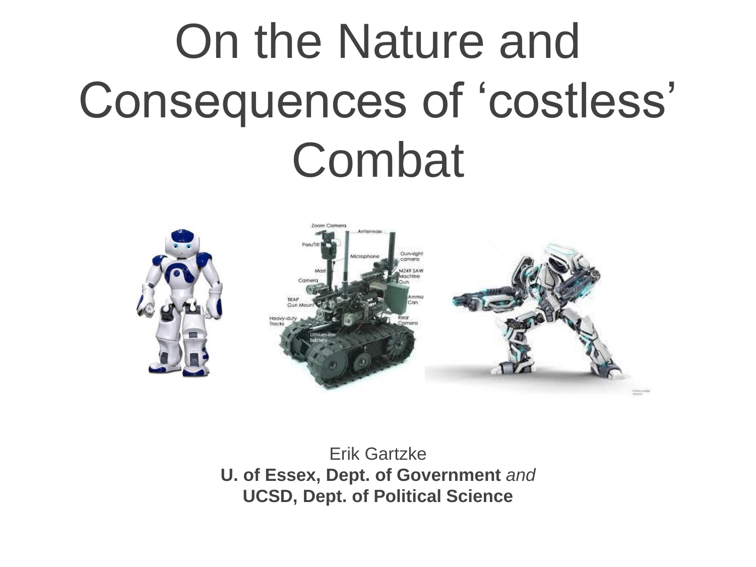# On the Nature and Consequences of 'costless' Combat

Erik Gartzke

**U. of Essex, Dept. of Government** *and*

**UCSD, Dept. of Political Science**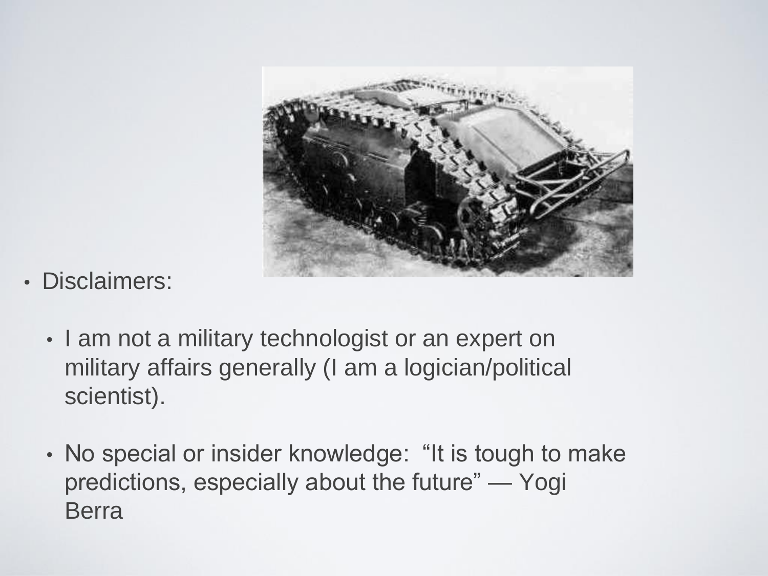- Disclaimers:
  - I am not a military technologist or an expert on military affairs generally (I am a logician/political scientist).
  - No special or insider knowledge: "It is tough to make predictions, especially about the future" — Yogi Berra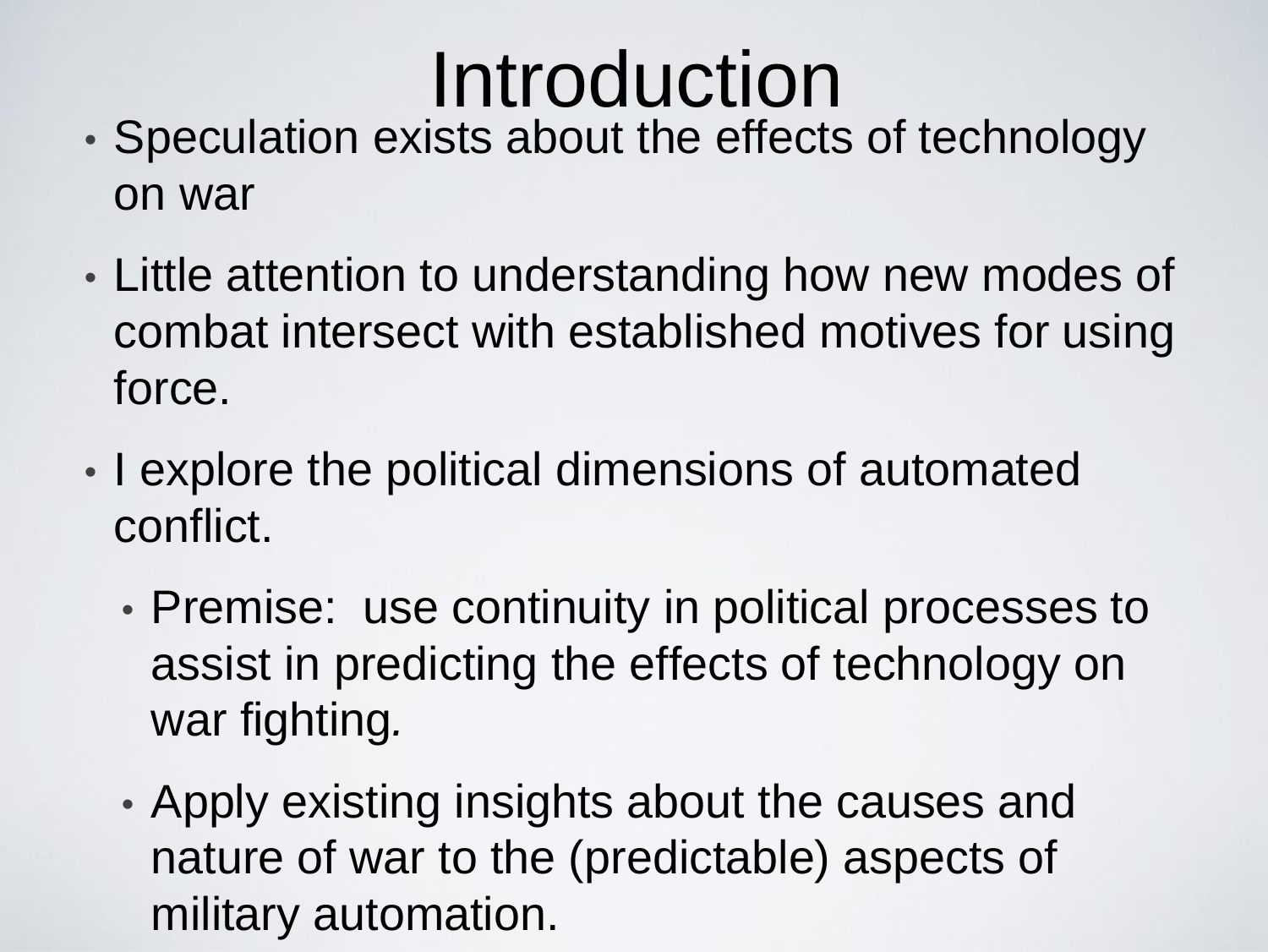# Introduction

- Speculation exists about the effects of technology on war
- Little attention to understanding how new modes of combat intersect with established motives for using force.
- I explore the political dimensions of automated conflict.
  - Premise: use continuity in political processes to assist in predicting the effects of technology on war fighting.
  - Apply existing insights about the causes and nature of war to the (predictable) aspects of military automation.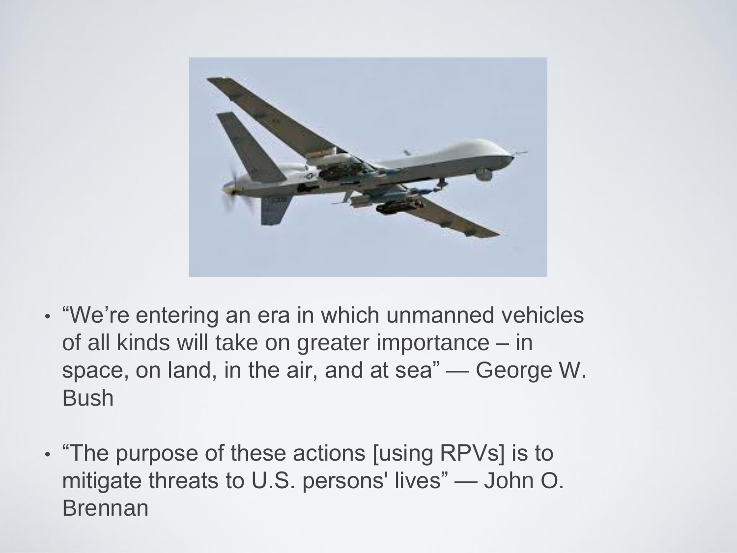- “We’re entering an era in which unmanned vehicles of all kinds will take on greater importance – in space, on land, in the air, and at sea” — George W. Bush

- “The purpose of these actions [using RPVs] is to mitigate threats to U.S. persons' lives” — John O. Brennan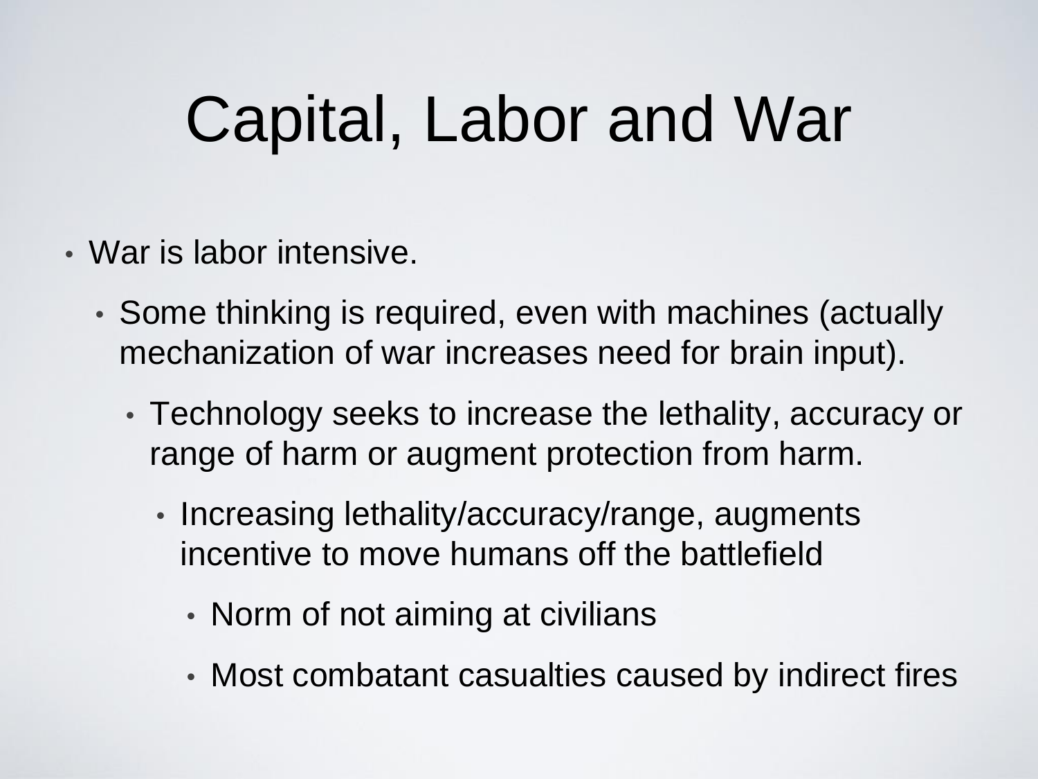# Capital, Labor and War

- War is labor intensive.
  - Some thinking is required, even with machines (actually mechanization of war increases need for brain input).
    - Technology seeks to increase the lethality, accuracy or range of harm or augment protection from harm.
      - Increasing lethality/accuracy/range, augments incentive to move humans off the battlefield
        - Norm of not aiming at civilians
        - Most combatant casualties caused by indirect fires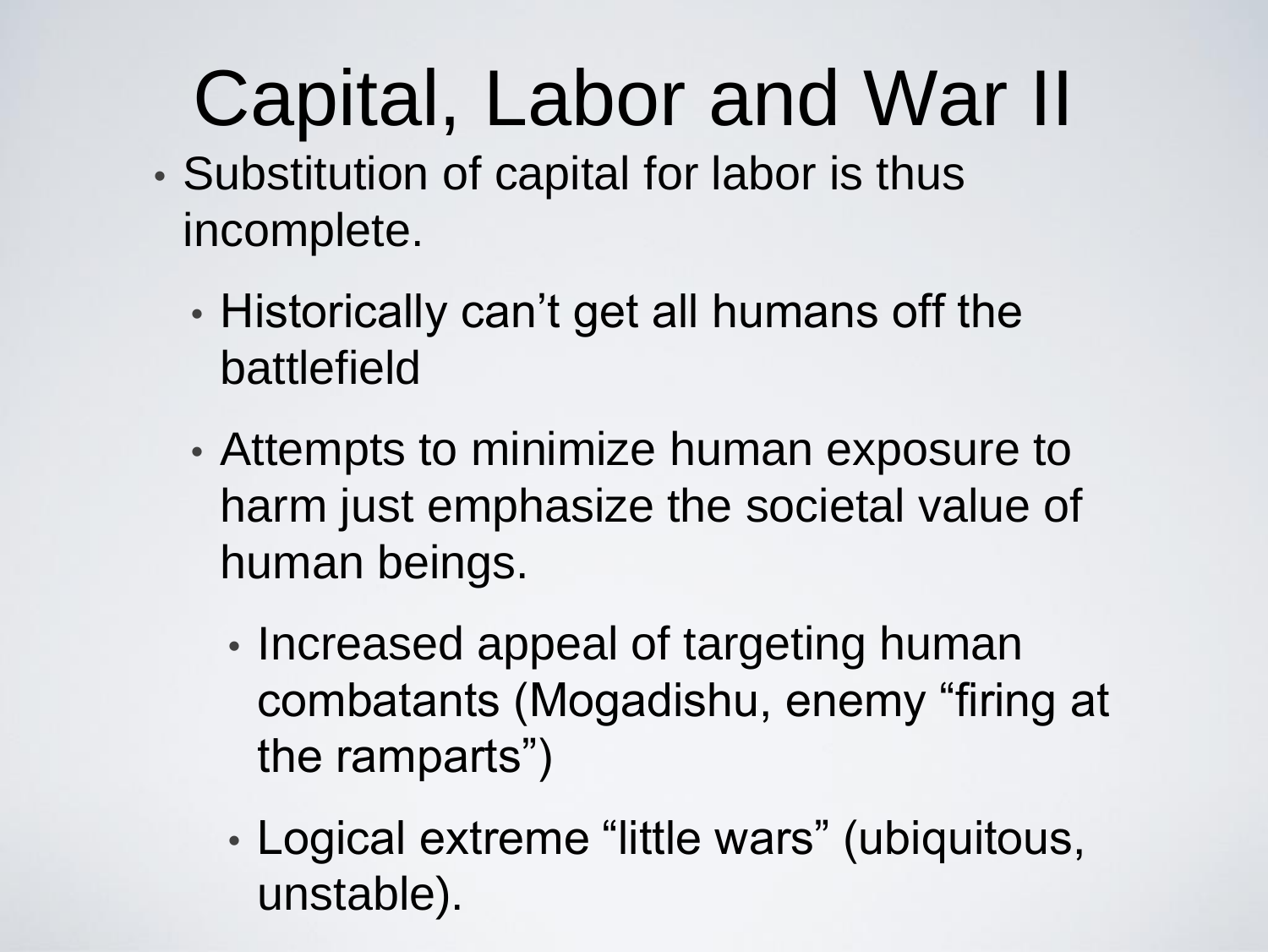# Capital, Labor and War II

- Substitution of capital for labor is thus incomplete.
  - Historically can’t get all humans off the battlefield
  - Attempts to minimize human exposure to harm just emphasize the societal value of human beings.
    - Increased appeal of targeting human combatants (Mogadishu, enemy “firing at the ramparts”)
    - Logical extreme “little wars” (ubiquitous, unstable).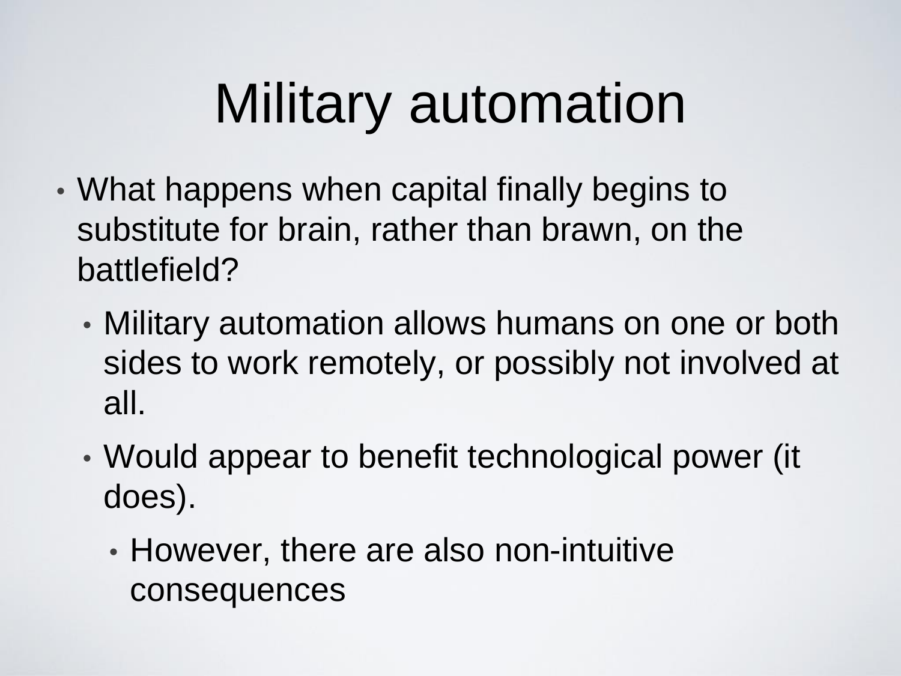# Military automation

- What happens when capital finally begins to substitute for brain, rather than brawn, on the battlefield?
  - Military automation allows humans on one or both sides to work remotely, or possibly not involved at all.
  - Would appear to benefit technological power (it does).
    - However, there are also non-intuitive consequences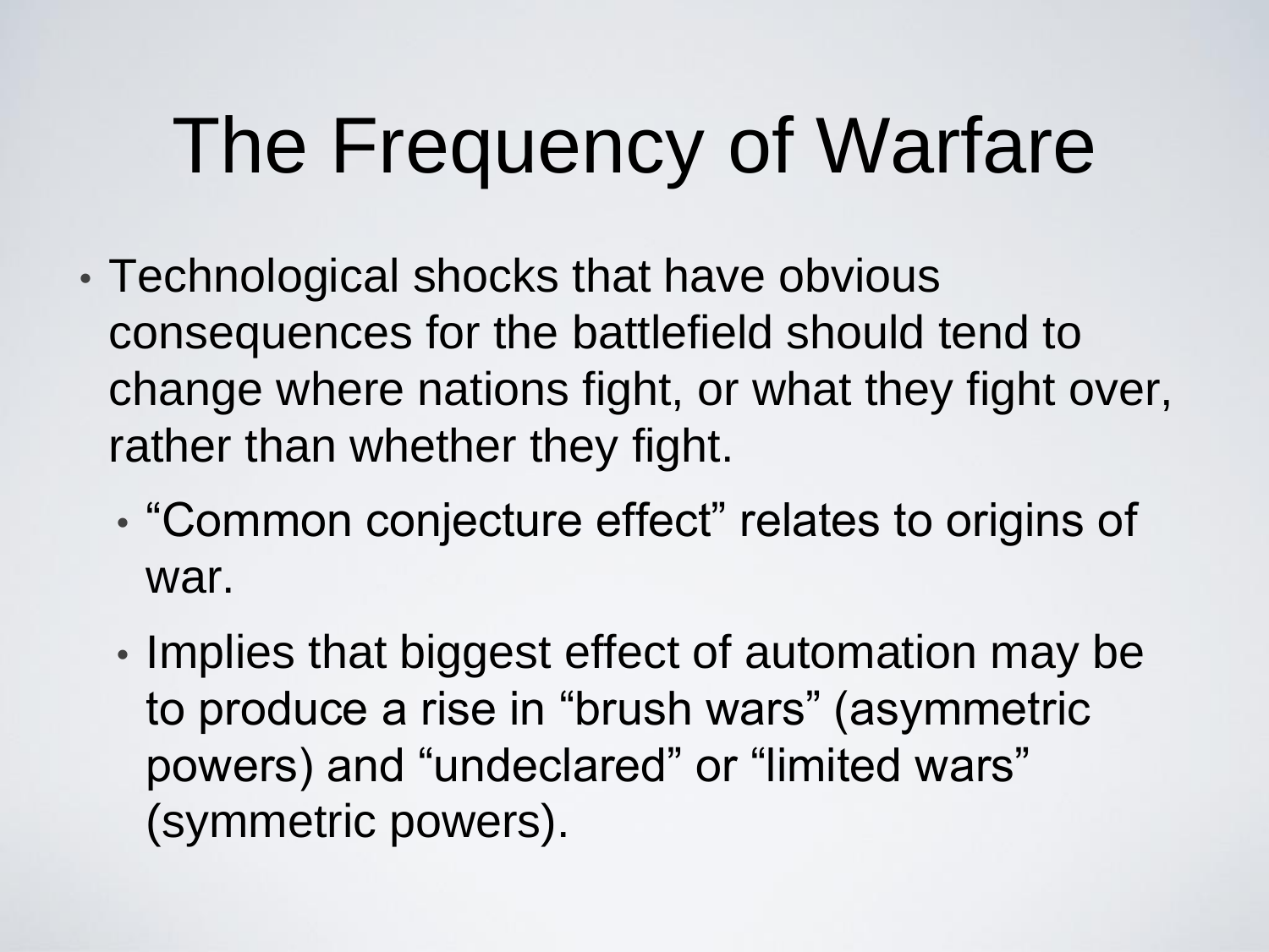# The Frequency of Warfare

- Technological shocks that have obvious consequences for the battlefield should tend to change where nations fight, or what they fight over, rather than whether they fight.
  - “Common conjecture effect” relates to origins of war.
  - Implies that biggest effect of automation may be to produce a rise in “brush wars” (asymmetric powers) and “undeclared” or “limited wars” (symmetric powers).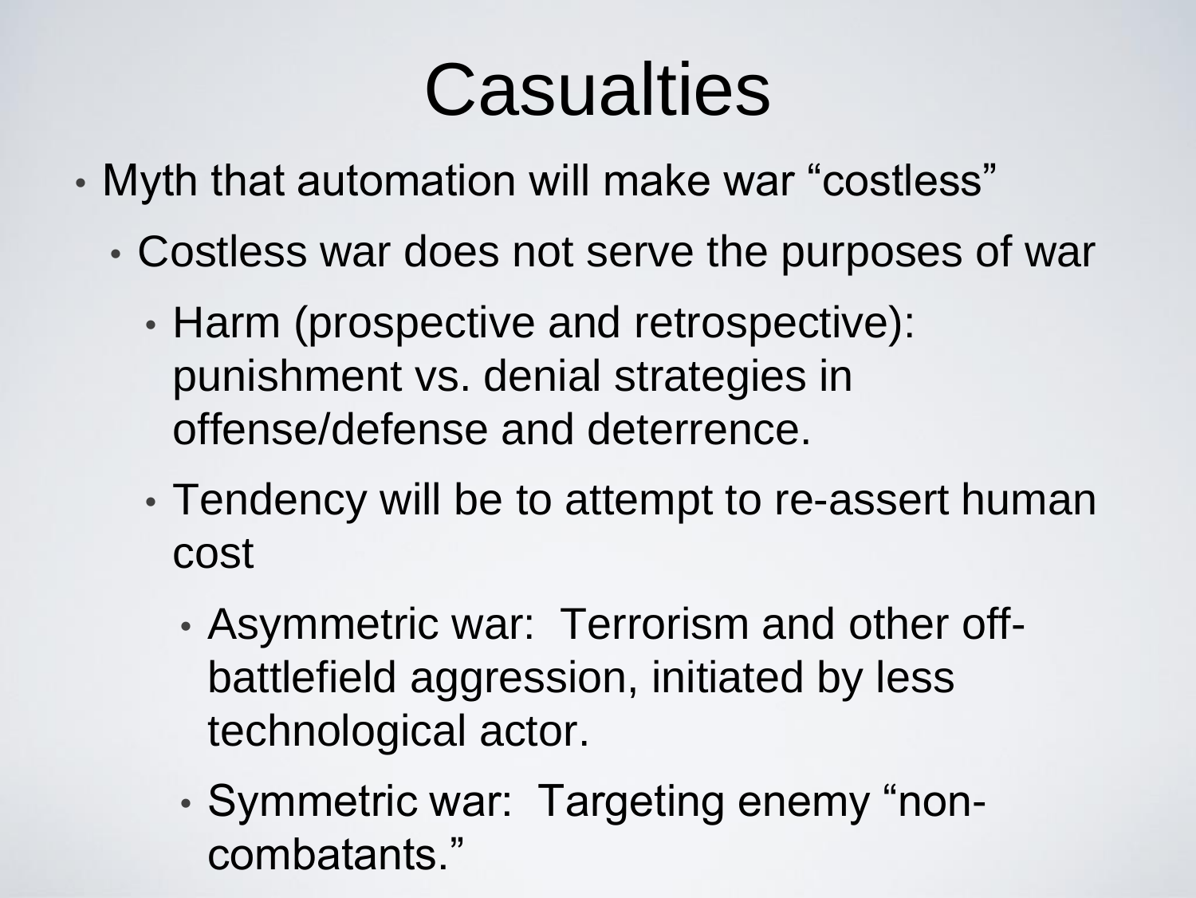# Casualties

- Myth that automation will make war "costless"
  - Costless war does not serve the purposes of war
    - Harm (prospective and retrospective): punishment vs. denial strategies in offense/defense and deterrence.
    - Tendency will be to attempt to re-assert human cost
      - Asymmetric war: Terrorism and other off-battlefield aggression, initiated by less technological actor.
      - Symmetric war: Targeting enemy "non-combatants."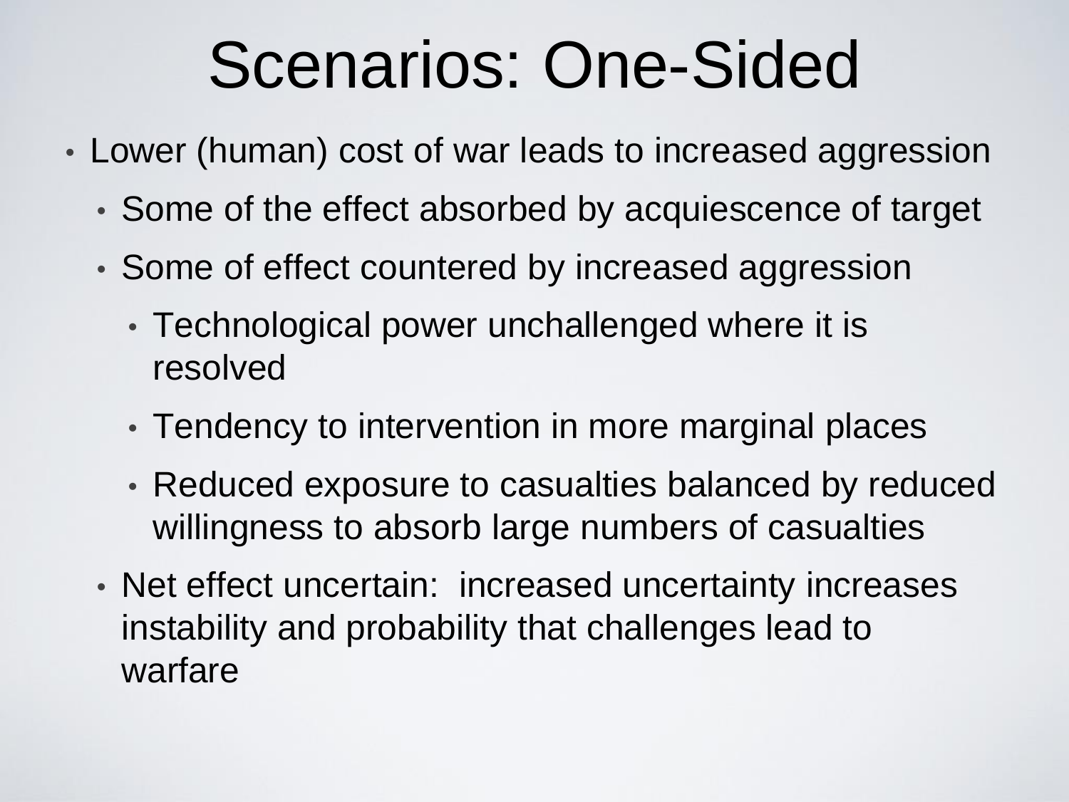# Scenarios: One-Sided

- Lower (human) cost of war leads to increased aggression
  - Some of the effect absorbed by acquiescence of target
  - Some of effect countered by increased aggression
    - Technological power unchallenged where it is resolved
    - Tendency to intervention in more marginal places
    - Reduced exposure to casualties balanced by reduced willingness to absorb large numbers of casualties
  - Net effect uncertain: increased uncertainty increases instability and probability that challenges lead to warfare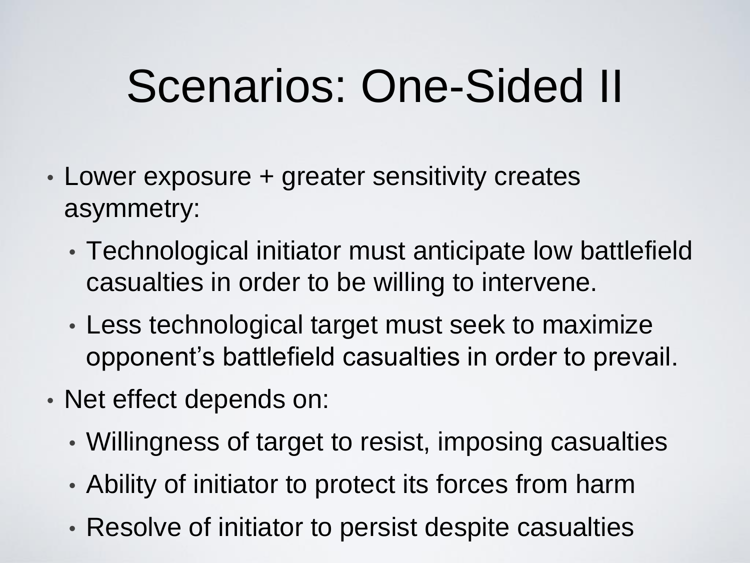# Scenarios: One-Sided II

- Lower exposure + greater sensitivity creates asymmetry:
  - Technological initiator must anticipate low battlefield casualties in order to be willing to intervene.
  - Less technological target must seek to maximize opponent's battlefield casualties in order to prevail.
- Net effect depends on:
  - Willingness of target to resist, imposing casualties
  - Ability of initiator to protect its forces from harm
  - Resolve of initiator to persist despite casualties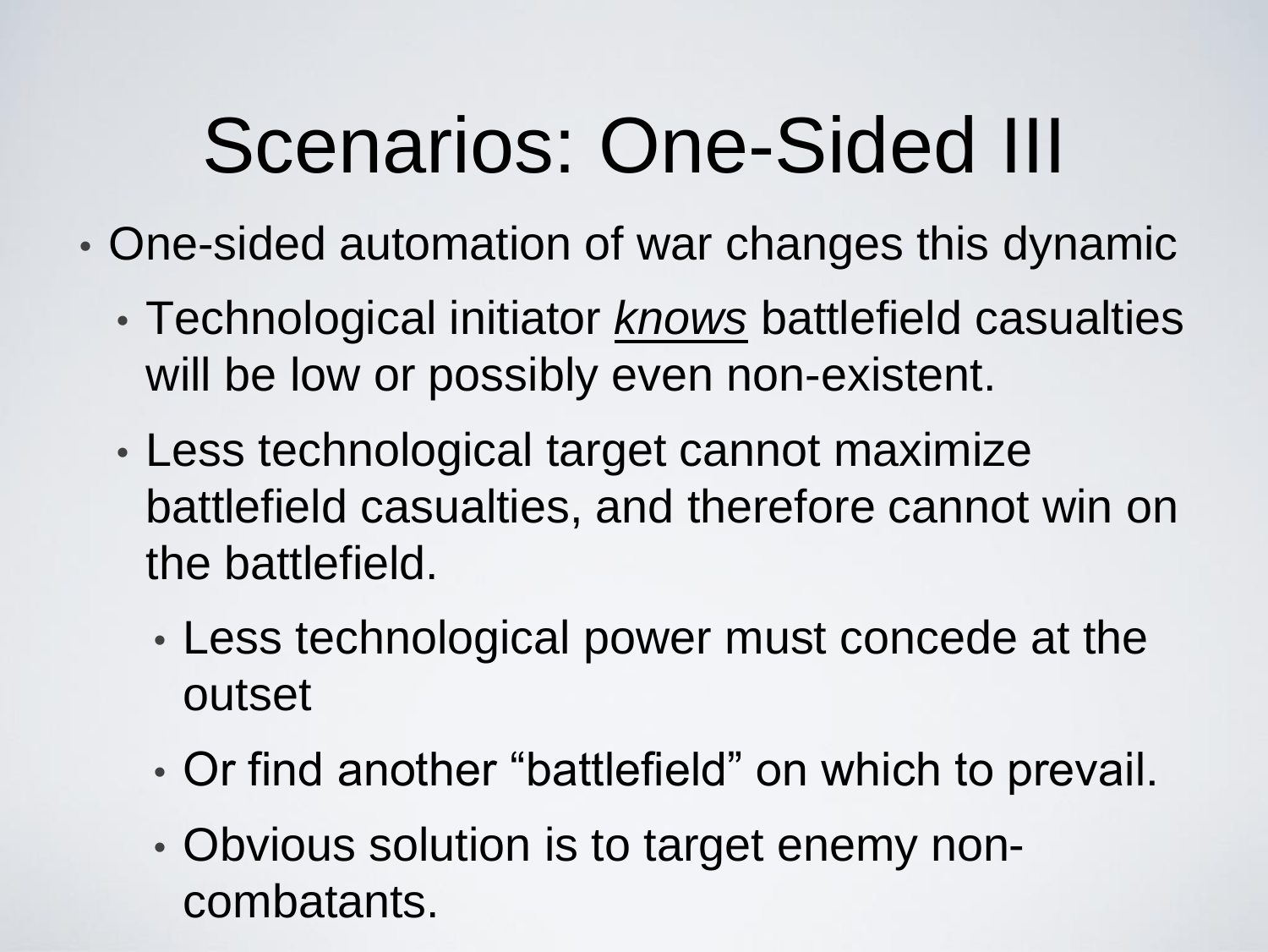# Scenarios: One-Sided III

- One-sided automation of war changes this dynamic
  - Technological initiator <u>*knows*</u> battlefield casualties will be low or possibly even non-existent.
  - Less technological target cannot maximize battlefield casualties, and therefore cannot win on the battlefield.
    - Less technological power must concede at the outset
    - Or find another “battlefield” on which to prevail.
    - Obvious solution is to target enemy non-combatants.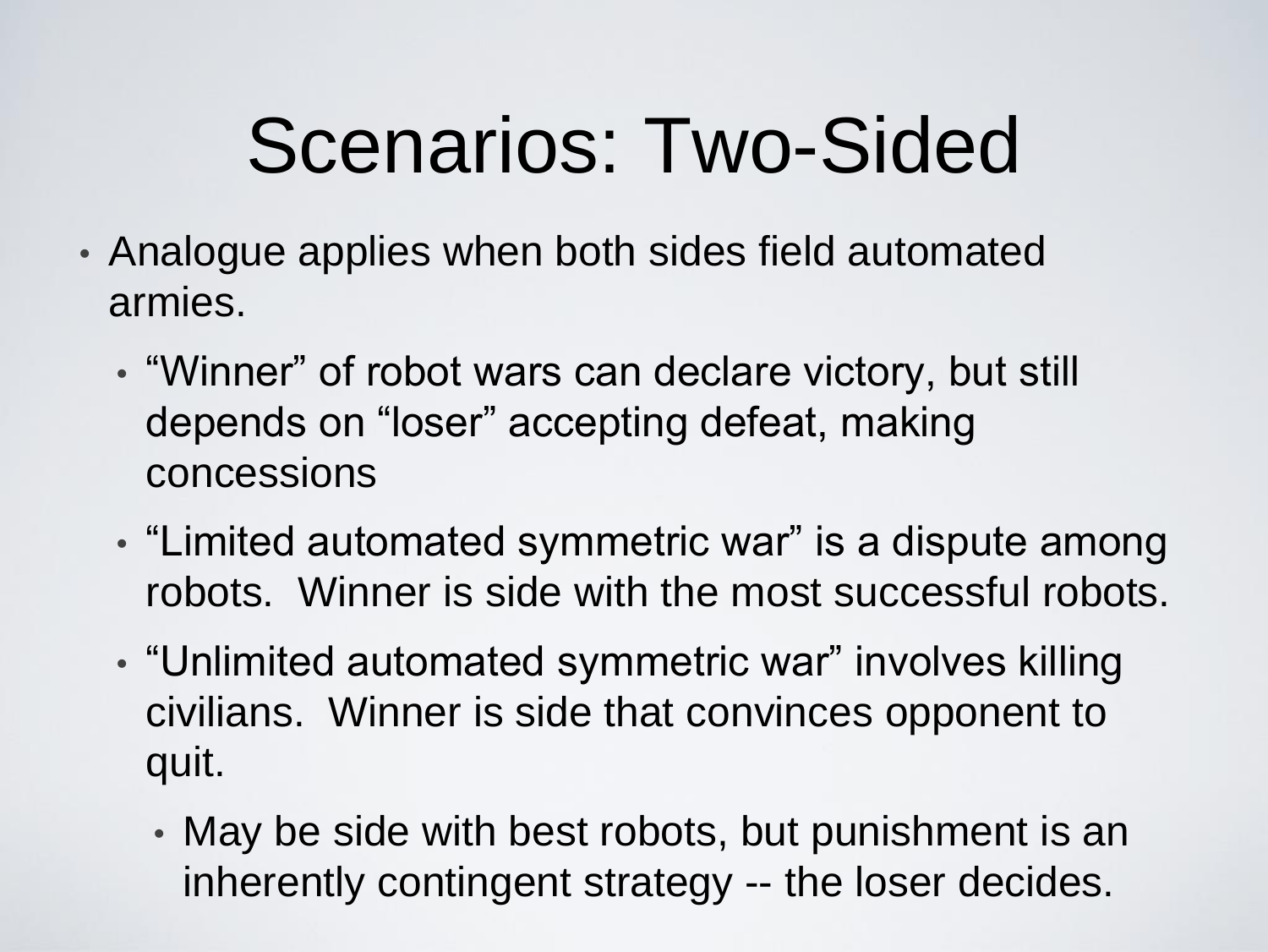# Scenarios: Two-Sided

- Analogue applies when both sides field automated armies.
  - “Winner” of robot wars can declare victory, but still depends on “loser” accepting defeat, making concessions
  - “Limited automated symmetric war” is a dispute among robots. Winner is side with the most successful robots.
  - “Unlimited automated symmetric war” involves killing civilians. Winner is side that convinces opponent to quit.
    - May be side with best robots, but punishment is an inherently contingent strategy -- the loser decides.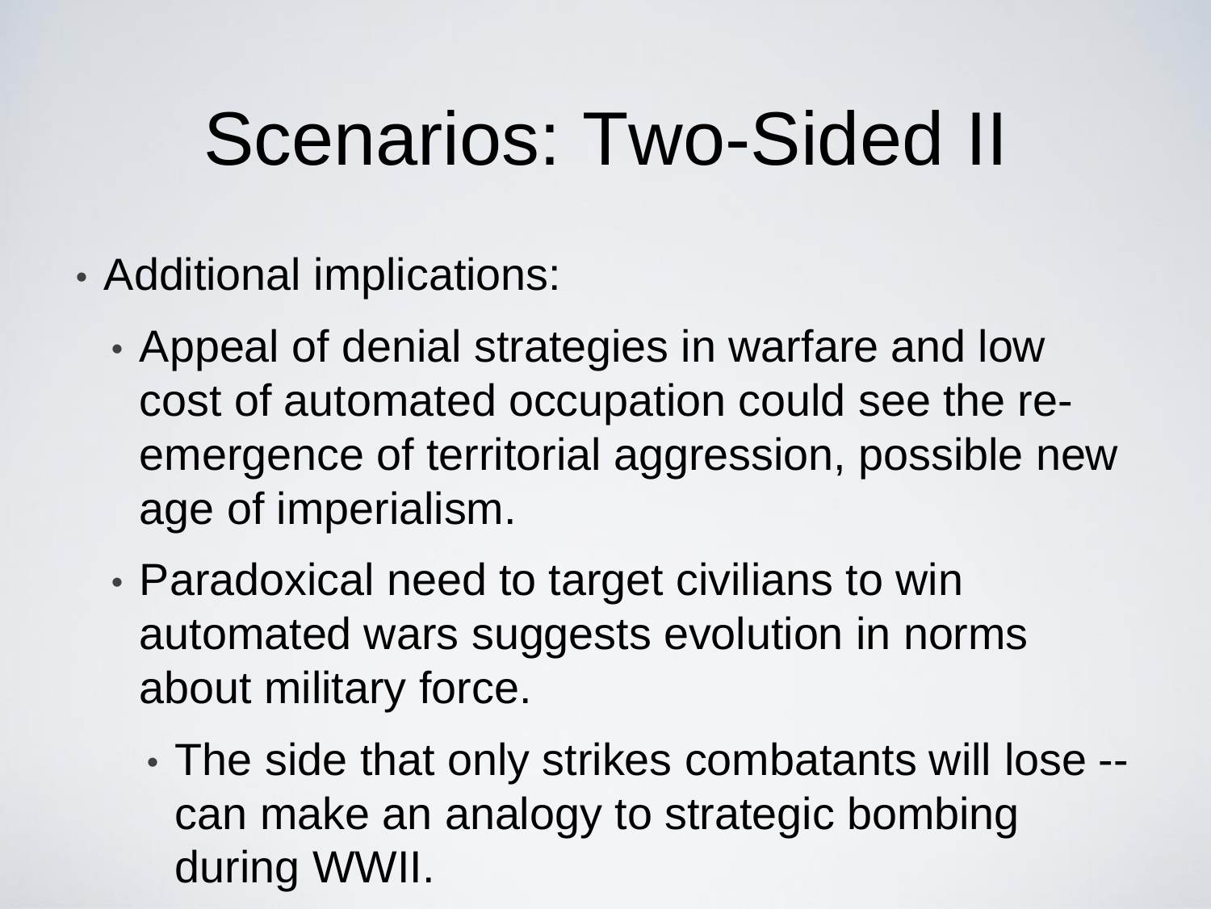# Scenarios: Two-Sided II

- Additional implications:
  - Appeal of denial strategies in warfare and low cost of automated occupation could see the re-emergence of territorial aggression, possible new age of imperialism.
  - Paradoxical need to target civilians to win automated wars suggests evolution in norms about military force.
    - The side that only strikes combatants will lose -- can make an analogy to strategic bombing during WWII.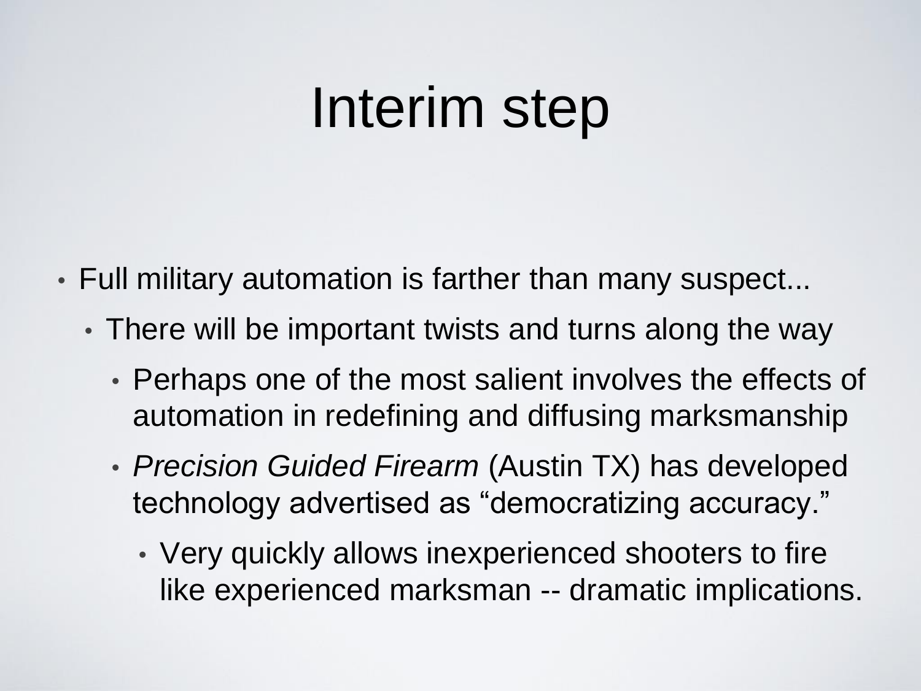# Interim step

- Full military automation is farther than many suspect...
  - There will be important twists and turns along the way
    - Perhaps one of the most salient involves the effects of automation in redefining and diffusing marksmanship
    - *Precision Guided Firearm* (Austin TX) has developed technology advertised as “democratizing accuracy.”
      - Very quickly allows inexperienced shooters to fire like experienced marksman -- dramatic implications.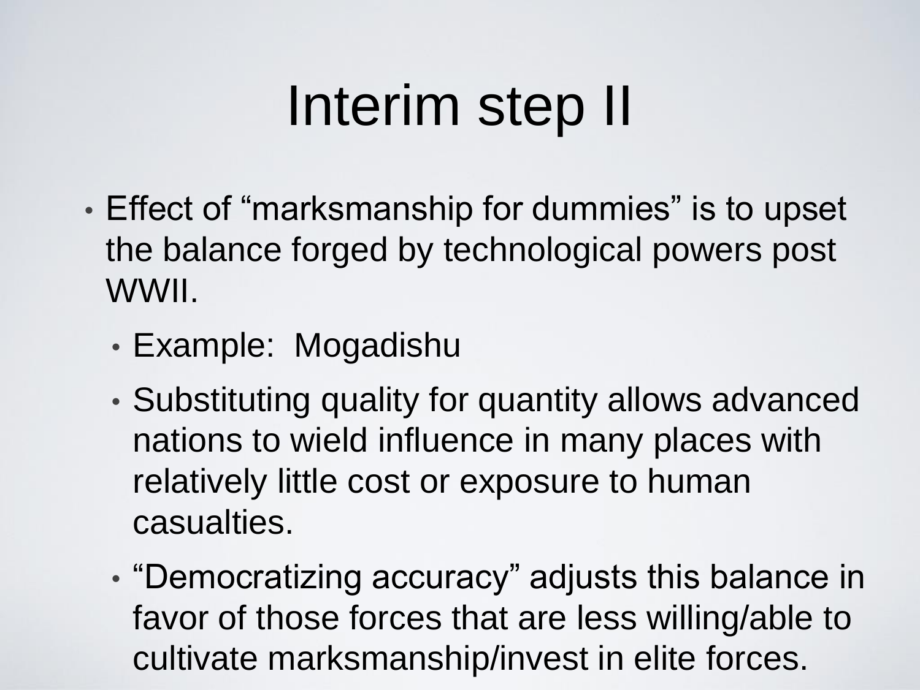# Interim step II

- Effect of “marksmanship for dummies” is to upset the balance forged by technological powers post WWII.
  - Example: Mogadishu
  - Substituting quality for quantity allows advanced nations to wield influence in many places with relatively little cost or exposure to human casualties.
  - “Democratizing accuracy” adjusts this balance in favor of those forces that are less willing/able to cultivate marksmanship/invest in elite forces.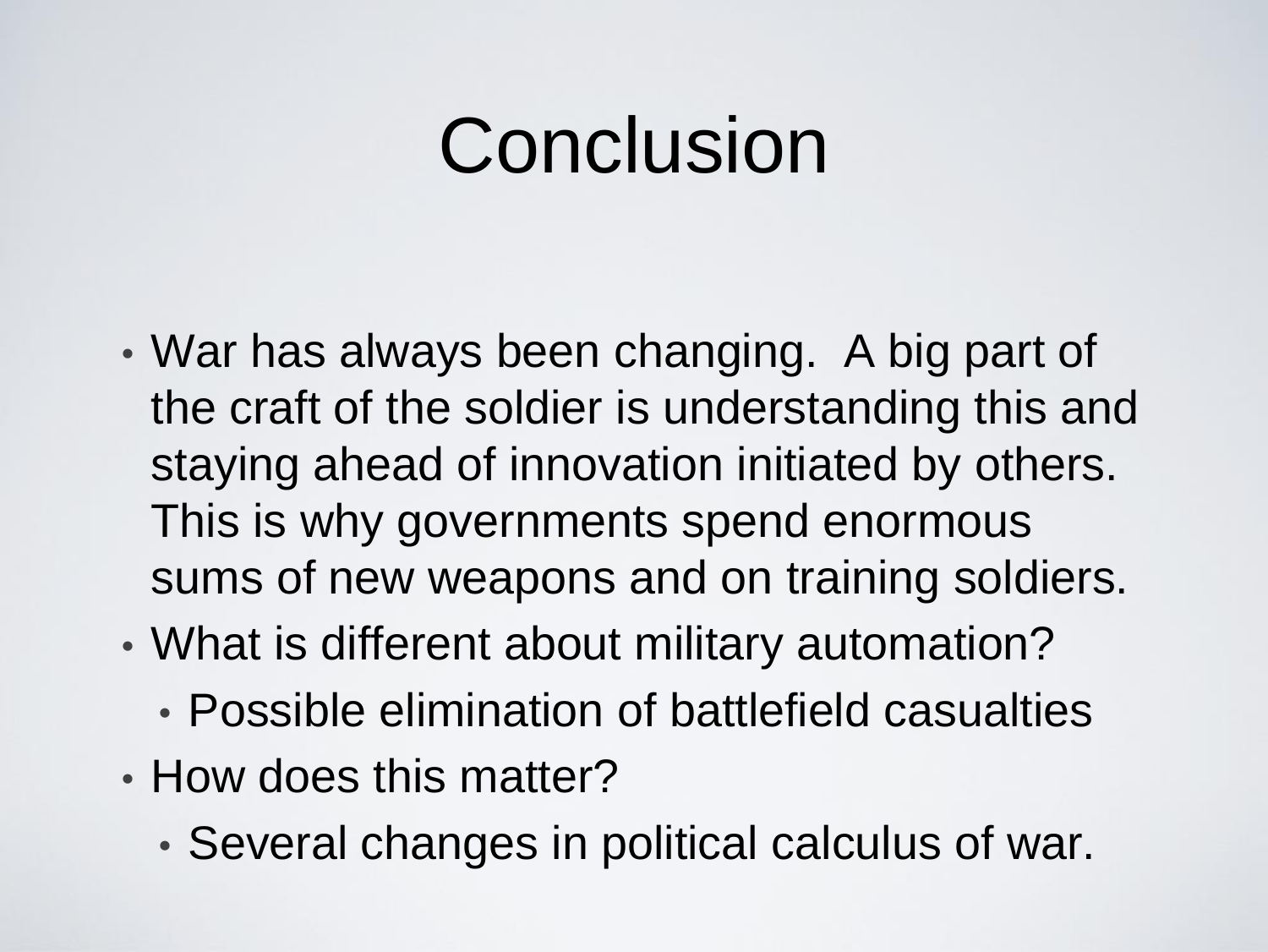# Conclusion

- War has always been changing.  A big part of the craft of the soldier is understanding this and staying ahead of innovation initiated by others. This is why governments spend enormous sums of new weapons and on training soldiers.
- What is different about military automation?
  - Possible elimination of battlefield casualties
- How does this matter?
  - Several changes in political calculus of war.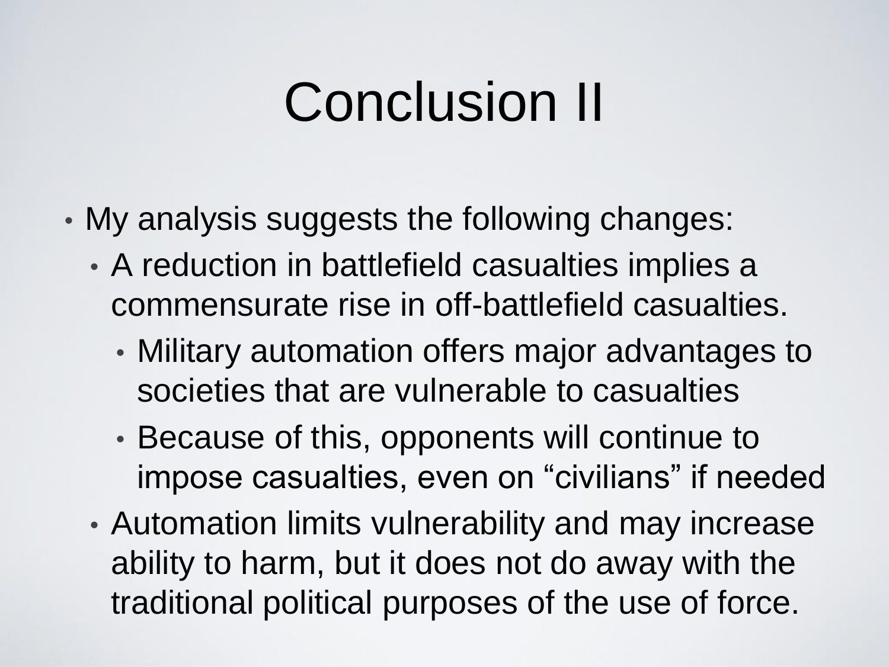# Conclusion II

- My analysis suggests the following changes:
  - A reduction in battlefield casualties implies a commensurate rise in off-battlefield casualties.
    - Military automation offers major advantages to societies that are vulnerable to casualties
    - Because of this, opponents will continue to impose casualties, even on “civilians” if needed
  - Automation limits vulnerability and may increase ability to harm, but it does not do away with the traditional political purposes of the use of force.